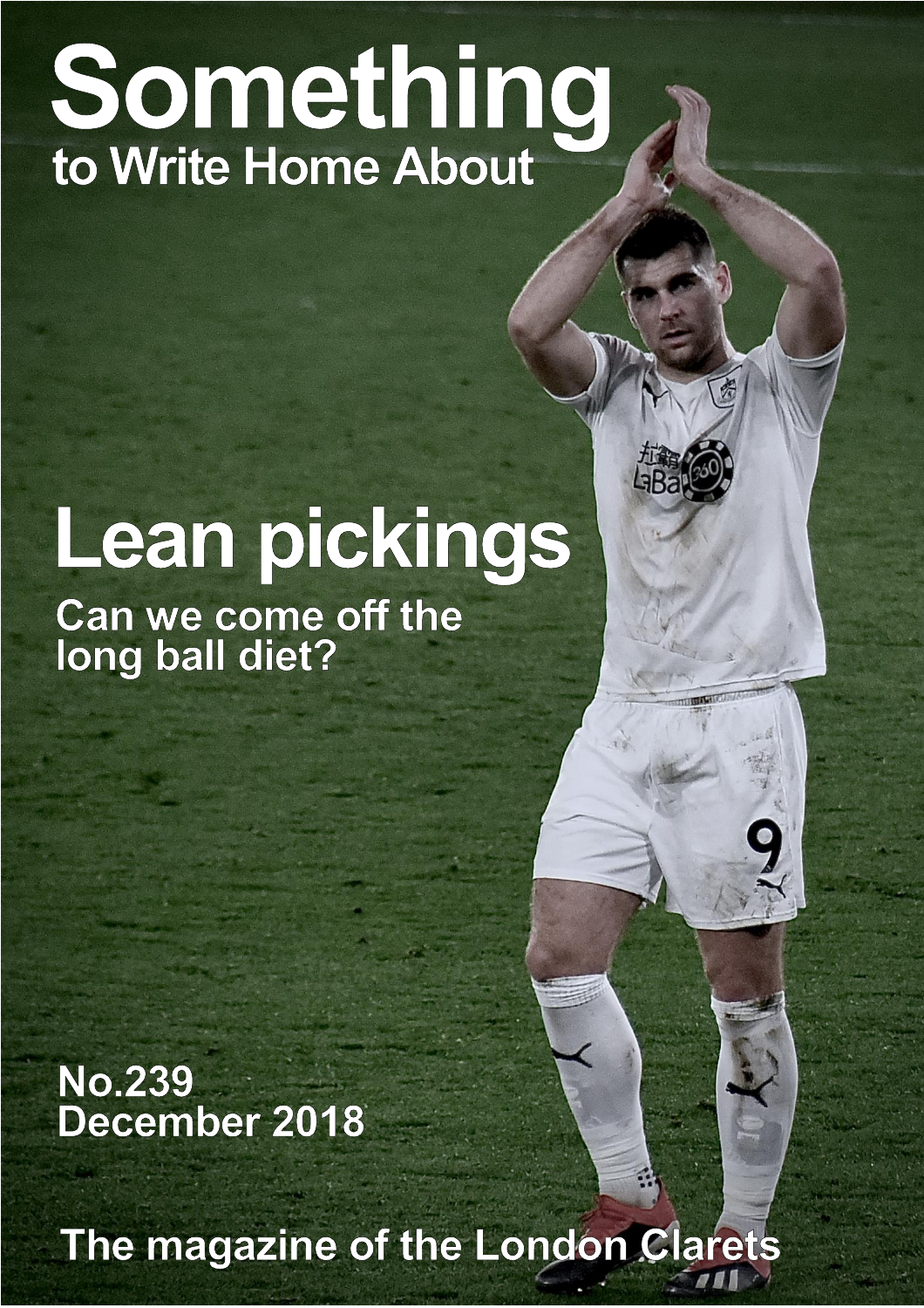# Something

## to Write Home About

# Lean pickings

## Can we come off the long ball diet?

**No.239**
**December 2018**

**The magazine of the London Clarets**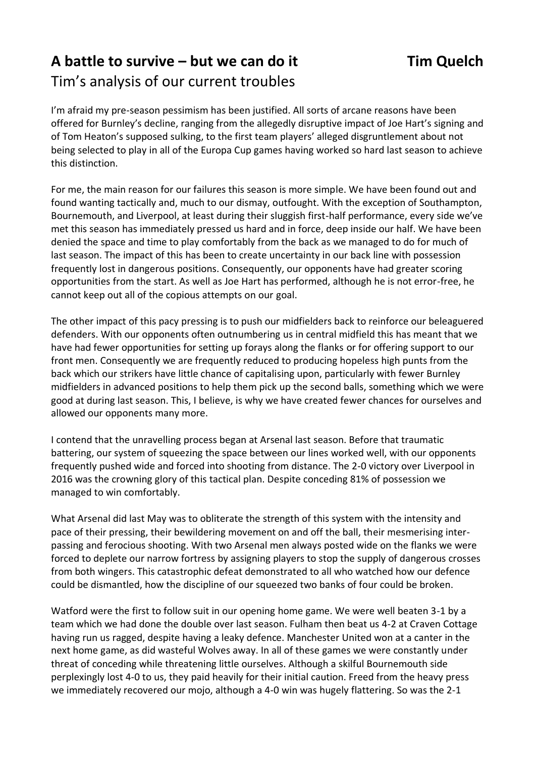# A battle to survive – but we can do it **Tim Quelch**

Tim's analysis of our current troubles

I'm afraid my pre-season pessimism has been justified. All sorts of arcane reasons have been offered for Burnley's decline, ranging from the allegedly disruptive impact of Joe Hart's signing and of Tom Heaton's supposed sulking, to the first team players' alleged disgruntlement about not being selected to play in all of the Europa Cup games having worked so hard last season to achieve this distinction.

For me, the main reason for our failures this season is more simple. We have been found out and found wanting tactically and, much to our dismay, outfought. With the exception of Southampton, Bournemouth, and Liverpool, at least during their sluggish first-half performance, every side we've met this season has immediately pressed us hard and in force, deep inside our half. We have been denied the space and time to play comfortably from the back as we managed to do for much of last season. The impact of this has been to create uncertainty in our back line with possession frequently lost in dangerous positions. Consequently, our opponents have had greater scoring opportunities from the start. As well as Joe Hart has performed, although he is not error-free, he cannot keep out all of the copious attempts on our goal.

The other impact of this pacy pressing is to push our midfielders back to reinforce our beleaguered defenders. With our opponents often outnumbering us in central midfield this has meant that we have had fewer opportunities for setting up forays along the flanks or for offering support to our front men. Consequently we are frequently reduced to producing hopeless high punts from the back which our strikers have little chance of capitalising upon, particularly with fewer Burnley midfielders in advanced positions to help them pick up the second balls, something which we were good at during last season. This, I believe, is why we have created fewer chances for ourselves and allowed our opponents many more.

I contend that the unravelling process began at Arsenal last season. Before that traumatic battering, our system of squeezing the space between our lines worked well, with our opponents frequently pushed wide and forced into shooting from distance. The 2-0 victory over Liverpool in 2016 was the crowning glory of this tactical plan. Despite conceding 81% of possession we managed to win comfortably.

What Arsenal did last May was to obliterate the strength of this system with the intensity and pace of their pressing, their bewildering movement on and off the ball, their mesmerising inter-passing and ferocious shooting. With two Arsenal men always posted wide on the flanks we were forced to deplete our narrow fortress by assigning players to stop the supply of dangerous crosses from both wingers. This catastrophic defeat demonstrated to all who watched how our defence could be dismantled, how the discipline of our squeezed two banks of four could be broken.

Watford were the first to follow suit in our opening home game. We were well beaten 3-1 by a team which we had done the double over last season. Fulham then beat us 4-2 at Craven Cottage having run us ragged, despite having a leaky defence. Manchester United won at a canter in the next home game, as did wasteful Wolves away. In all of these games we were constantly under threat of conceding while threatening little ourselves. Although a skilful Bournemouth side perplexingly lost 4-0 to us, they paid heavily for their initial caution. Freed from the heavy press we immediately recovered our mojo, although a 4-0 win was hugely flattering. So was the 2-1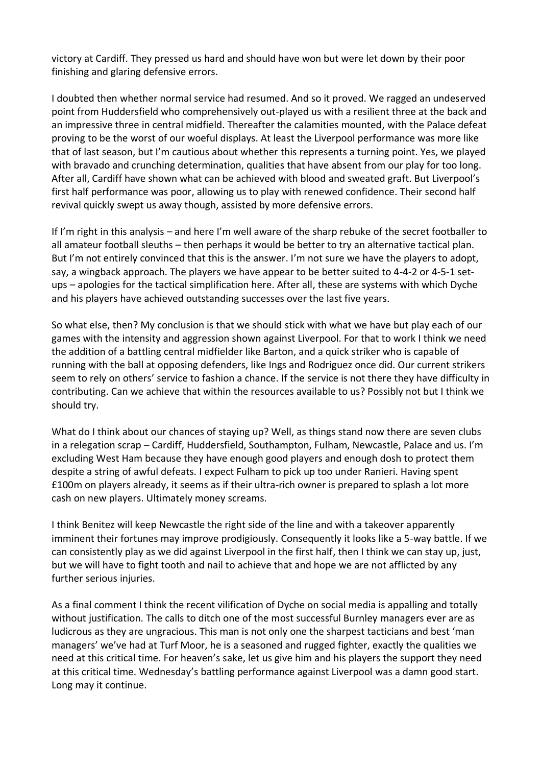victory at Cardiff. They pressed us hard and should have won but were let down by their poor finishing and glaring defensive errors.

I doubted then whether normal service had resumed. And so it proved. We ragged an undeserved point from Huddersfield who comprehensively out-played us with a resilient three at the back and an impressive three in central midfield. Thereafter the calamities mounted, with the Palace defeat proving to be the worst of our woeful displays. At least the Liverpool performance was more like that of last season, but I'm cautious about whether this represents a turning point. Yes, we played with bravado and crunching determination, qualities that have absent from our play for too long. After all, Cardiff have shown what can be achieved with blood and sweated graft. But Liverpool's first half performance was poor, allowing us to play with renewed confidence. Their second half revival quickly swept us away though, assisted by more defensive errors.

If I'm right in this analysis – and here I'm well aware of the sharp rebuke of the secret footballer to all amateur football sleuths – then perhaps it would be better to try an alternative tactical plan. But I'm not entirely convinced that this is the answer. I'm not sure we have the players to adopt, say, a wingback approach. The players we have appear to be better suited to 4-4-2 or 4-5-1 set-ups – apologies for the tactical simplification here. After all, these are systems with which Dyche and his players have achieved outstanding successes over the last five years.

So what else, then? My conclusion is that we should stick with what we have but play each of our games with the intensity and aggression shown against Liverpool. For that to work I think we need the addition of a battling central midfielder like Barton, and a quick striker who is capable of running with the ball at opposing defenders, like Ings and Rodriguez once did. Our current strikers seem to rely on others' service to fashion a chance. If the service is not there they have difficulty in contributing. Can we achieve that within the resources available to us? Possibly not but I think we should try.

What do I think about our chances of staying up? Well, as things stand now there are seven clubs in a relegation scrap – Cardiff, Huddersfield, Southampton, Fulham, Newcastle, Palace and us. I'm excluding West Ham because they have enough good players and enough dosh to protect them despite a string of awful defeats. I expect Fulham to pick up too under Ranieri. Having spent £100m on players already, it seems as if their ultra-rich owner is prepared to splash a lot more cash on new players. Ultimately money screams.

I think Benitez will keep Newcastle the right side of the line and with a takeover apparently imminent their fortunes may improve prodigiously. Consequently it looks like a 5-way battle. If we can consistently play as we did against Liverpool in the first half, then I think we can stay up, just, but we will have to fight tooth and nail to achieve that and hope we are not afflicted by any further serious injuries.

As a final comment I think the recent vilification of Dyche on social media is appalling and totally without justification. The calls to ditch one of the most successful Burnley managers ever are as ludicrous as they are ungracious. This man is not only one the sharpest tacticians and best 'man managers' we've had at Turf Moor, he is a seasoned and rugged fighter, exactly the qualities we need at this critical time. For heaven's sake, let us give him and his players the support they need at this critical time. Wednesday's battling performance against Liverpool was a damn good start. Long may it continue.